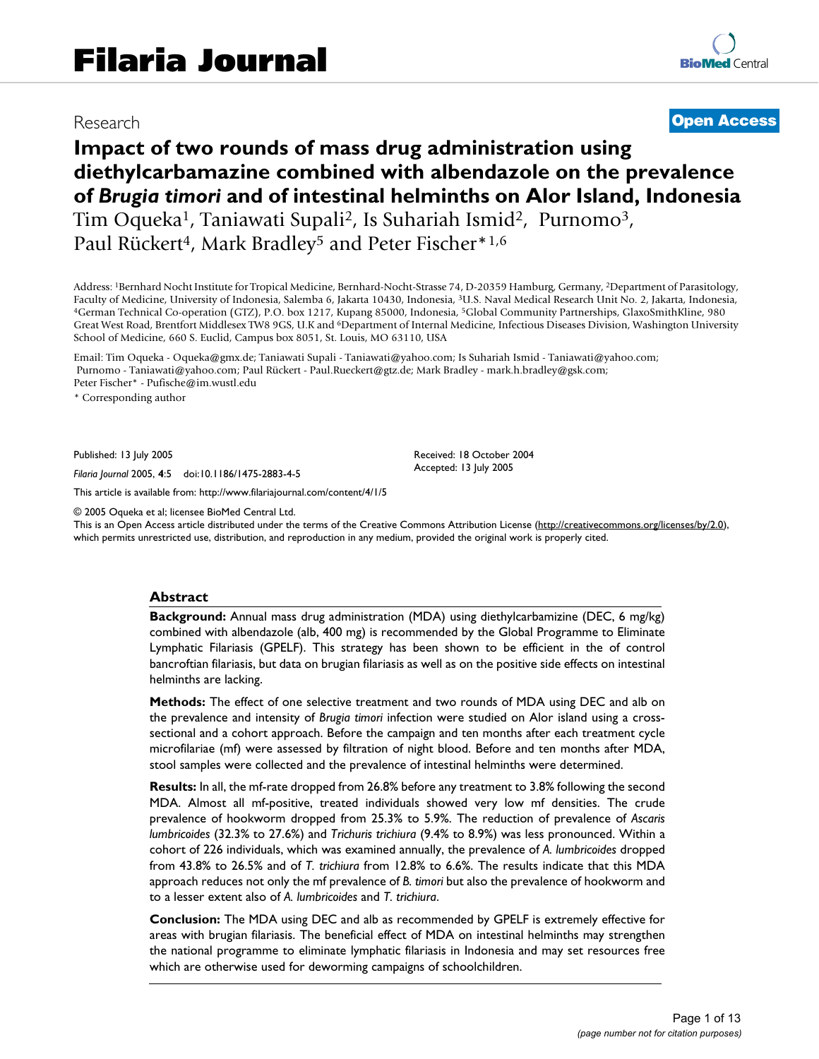# Filaria Journal

Research

**Open Access**

# Impact of two rounds of mass drug administration using diethylcarbamazine combined with albendazole on the prevalence of *Brugia timori* and of intestinal helminths on Alor Island, Indonesia

Tim Oqueka[1], Taniawati Supali[2], Is Suhariah Ismid[2], Purnomo[3], Paul Rückert[4], Mark Bradley[5] and Peter Fischer*[1,6]

Address: [1]Bernhard Nocht Institute for Tropical Medicine, Bernhard-Nocht-Strasse 74, D-20359 Hamburg, Germany, [2]Department of Parasitology, Faculty of Medicine, University of Indonesia, Salemba 6, Jakarta 10430, Indonesia, [3]U.S. Naval Medical Research Unit No. 2, Jakarta, Indonesia, [4]German Technical Co-operation (GTZ), P.O. box 1217, Kupang 85000, Indonesia, [5]Global Community Partnerships, GlaxoSmithKline, 980 Great West Road, Brentfort Middlesex TW8 9GS, U.K and [6]Department of Internal Medicine, Infectious Diseases Division, Washington University School of Medicine, 660 S. Euclid, Campus box 8051, St. Louis, MO 63110, USA

Email: Tim Oqueka - Oqueka@gmx.de; Taniawati Supali - Taniawati@yahoo.com; Is Suhariah Ismid - Taniawati@yahoo.com; Purnomo - Taniawati@yahoo.com; Paul Rückert - Paul.Rueckert@gtz.de; Mark Bradley - mark.h.bradley@gsk.com; Peter Fischer* - Pufische@im.wustl.edu

\* Corresponding author

Published: 13 July 2005

*Filaria Journal* 2005, **4**:5 doi:10.1186/1475-2883-4-5

Received: 18 October 2004
Accepted: 13 July 2005

This article is available from: http://www.filariajournal.com/content/4/1/5

© 2005 Oqueka et al; licensee BioMed Central Ltd.
This is an Open Access article distributed under the terms of the Creative Commons Attribution License (http://creativecommons.org/licenses/by/2.0), which permits unrestricted use, distribution, and reproduction in any medium, provided the original work is properly cited.

## Abstract

**Background:** Annual mass drug administration (MDA) using diethylcarbamizine (DEC, 6 mg/kg) combined with albendazole (alb, 400 mg) is recommended by the Global Programme to Eliminate Lymphatic Filariasis (GPELF). This strategy has been shown to be efficient in the of control bancroftian filariasis, but data on brugian filariasis as well as on the positive side effects on intestinal helminths are lacking.

**Methods:** The effect of one selective treatment and two rounds of MDA using DEC and alb on the prevalence and intensity of *Brugia timori* infection were studied on Alor island using a cross-sectional and a cohort approach. Before the campaign and ten months after each treatment cycle microfilariae (mf) were assessed by filtration of night blood. Before and ten months after MDA, stool samples were collected and the prevalence of intestinal helminths were determined.

**Results:** In all, the mf-rate dropped from 26.8% before any treatment to 3.8% following the second MDA. Almost all mf-positive, treated individuals showed very low mf densities. The crude prevalence of hookworm dropped from 25.3% to 5.9%. The reduction of prevalence of *Ascaris lumbricoides* (32.3% to 27.6%) and *Trichuris trichiura* (9.4% to 8.9%) was less pronounced. Within a cohort of 226 individuals, which was examined annually, the prevalence of *A. lumbricoides* dropped from 43.8% to 26.5% and of *T. trichiura* from 12.8% to 6.6%. The results indicate that this MDA approach reduces not only the mf prevalence of *B. timori* but also the prevalence of hookworm and to a lesser extent also of *A. lumbricoides* and *T. trichiura*.

**Conclusion:** The MDA using DEC and alb as recommended by GPELF is extremely effective for areas with brugian filariasis. The beneficial effect of MDA on intestinal helminths may strengthen the national programme to eliminate lymphatic filariasis in Indonesia and may set resources free which are otherwise used for deworming campaigns of schoolchildren.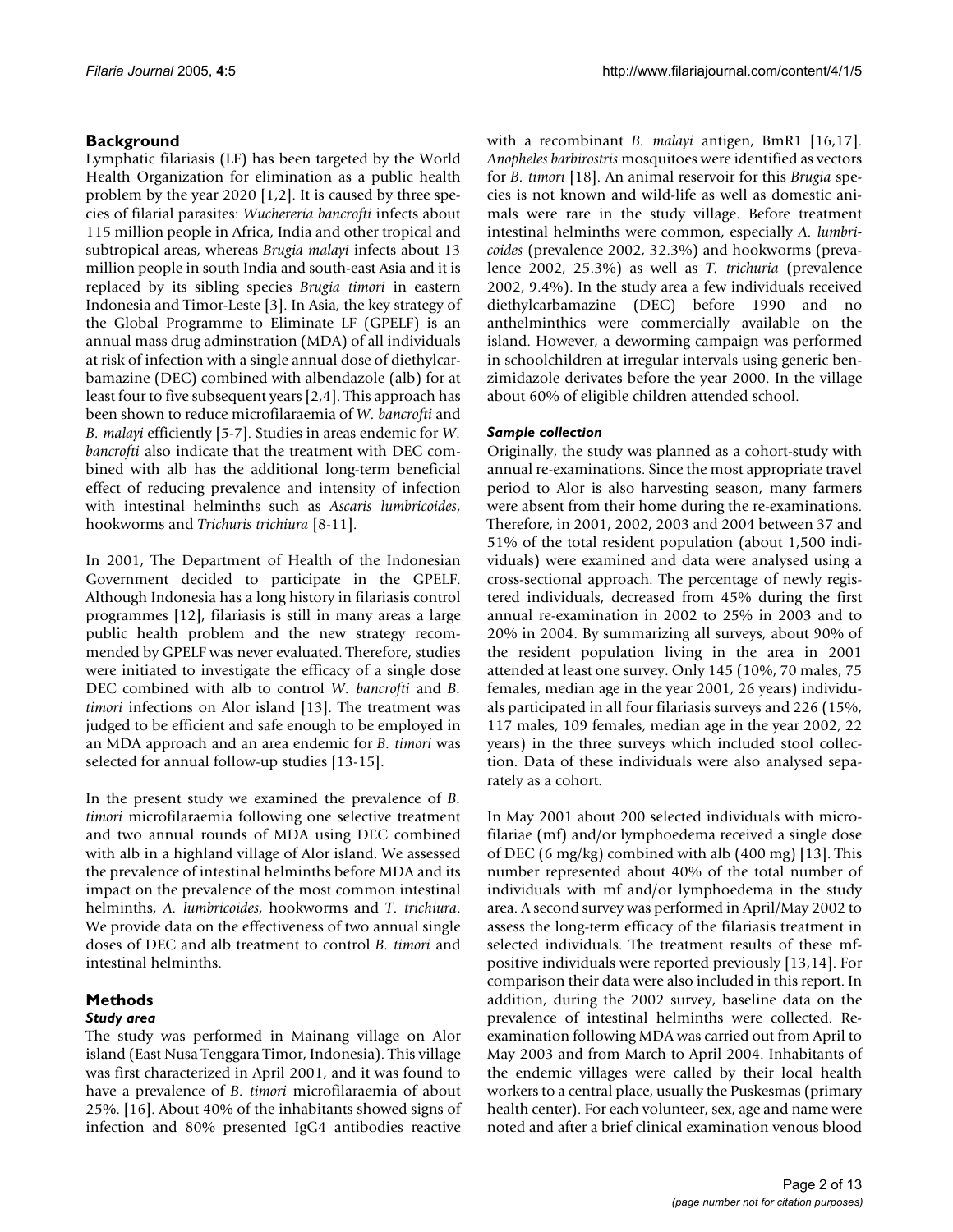## Background

Lymphatic filariasis (LF) has been targeted by the World Health Organization for elimination as a public health problem by the year 2020 [1,2]. It is caused by three species of filarial parasites: *Wuchereria bancrofti* infects about 115 million people in Africa, India and other tropical and subtropical areas, whereas *Brugia malayi* infects about 13 million people in south India and south-east Asia and it is replaced by its sibling species *Brugia timori* in eastern Indonesia and Timor-Leste [3]. In Asia, the key strategy of the Global Programme to Eliminate LF (GPELF) is an annual mass drug adminstration (MDA) of all individuals at risk of infection with a single annual dose of diethylcarbamazine (DEC) combined with albendazole (alb) for at least four to five subsequent years [2,4]. This approach has been shown to reduce microfilaraemia of *W. bancrofti* and *B. malayi* efficiently [5-7]. Studies in areas endemic for *W. bancrofti* also indicate that the treatment with DEC combined with alb has the additional long-term beneficial effect of reducing prevalence and intensity of infection with intestinal helminths such as *Ascaris lumbricoides*, hookworms and *Trichuris trichiura* [8-11].

In 2001, The Department of Health of the Indonesian Government decided to participate in the GPELF. Although Indonesia has a long history in filariasis control programmes [12], filariasis is still in many areas a large public health problem and the new strategy recommended by GPELF was never evaluated. Therefore, studies were initiated to investigate the efficacy of a single dose DEC combined with alb to control *W. bancrofti* and *B. timori* infections on Alor island [13]. The treatment was judged to be efficient and safe enough to be employed in an MDA approach and an area endemic for *B. timori* was selected for annual follow-up studies [13-15].

In the present study we examined the prevalence of *B. timori* microfilaraemia following one selective treatment and two annual rounds of MDA using DEC combined with alb in a highland village of Alor island. We assessed the prevalence of intestinal helminths before MDA and its impact on the prevalence of the most common intestinal helminths, *A. lumbricoides*, hookworms and *T. trichiura*. We provide data on the effectiveness of two annual single doses of DEC and alb treatment to control *B. timori* and intestinal helminths.

## Methods

### Study area

The study was performed in Mainang village on Alor island (East Nusa Tenggara Timor, Indonesia). This village was first characterized in April 2001, and it was found to have a prevalence of *B. timori* microfilaraemia of about 25%. [16]. About 40% of the inhabitants showed signs of infection and 80% presented IgG4 antibodies reactive with a recombinant *B. malayi* antigen, BmR1 [16,17]. *Anopheles barbirostris* mosquitoes were identified as vectors for *B. timori* [18]. An animal reservoir for this *Brugia* species is not known and wild-life as well as domestic animals were rare in the study village. Before treatment intestinal helminths were common, especially *A. lumbricoides* (prevalence 2002, 32.3%) and hookworms (prevalence 2002, 25.3%) as well as *T. trichuria* (prevalence 2002, 9.4%). In the study area a few individuals received diethylcarbamazine (DEC) before 1990 and no anthelminthics were commercially available on the island. However, a deworming campaign was performed in schoolchildren at irregular intervals using generic benzimidazole derivates before the year 2000. In the village about 60% of eligible children attended school.

### Sample collection

Originally, the study was planned as a cohort-study with annual re-examinations. Since the most appropriate travel period to Alor is also harvesting season, many farmers were absent from their home during the re-examinations. Therefore, in 2001, 2002, 2003 and 2004 between 37 and 51% of the total resident population (about 1,500 individuals) were examined and data were analysed using a cross-sectional approach. The percentage of newly registered individuals, decreased from 45% during the first annual re-examination in 2002 to 25% in 2003 and to 20% in 2004. By summarizing all surveys, about 90% of the resident population living in the area in 2001 attended at least one survey. Only 145 (10%, 70 males, 75 females, median age in the year 2001, 26 years) individuals participated in all four filariasis surveys and 226 (15%, 117 males, 109 females, median age in the year 2002, 22 years) in the three surveys which included stool collection. Data of these individuals were also analysed separately as a cohort.

In May 2001 about 200 selected individuals with microfilariae (mf) and/or lymphoedema received a single dose of DEC (6 mg/kg) combined with alb (400 mg) [13]. This number represented about 40% of the total number of individuals with mf and/or lymphoedema in the study area. A second survey was performed in April/May 2002 to assess the long-term efficacy of the filariasis treatment in selected individuals. The treatment results of these mf-positive individuals were reported previously [13,14]. For comparison their data were also included in this report. In addition, during the 2002 survey, baseline data on the prevalence of intestinal helminths were collected. Re-examination following MDA was carried out from April to May 2003 and from March to April 2004. Inhabitants of the endemic villages were called by their local health workers to a central place, usually the Puskesmas (primary health center). For each volunteer, sex, age and name were noted and after a brief clinical examination venous blood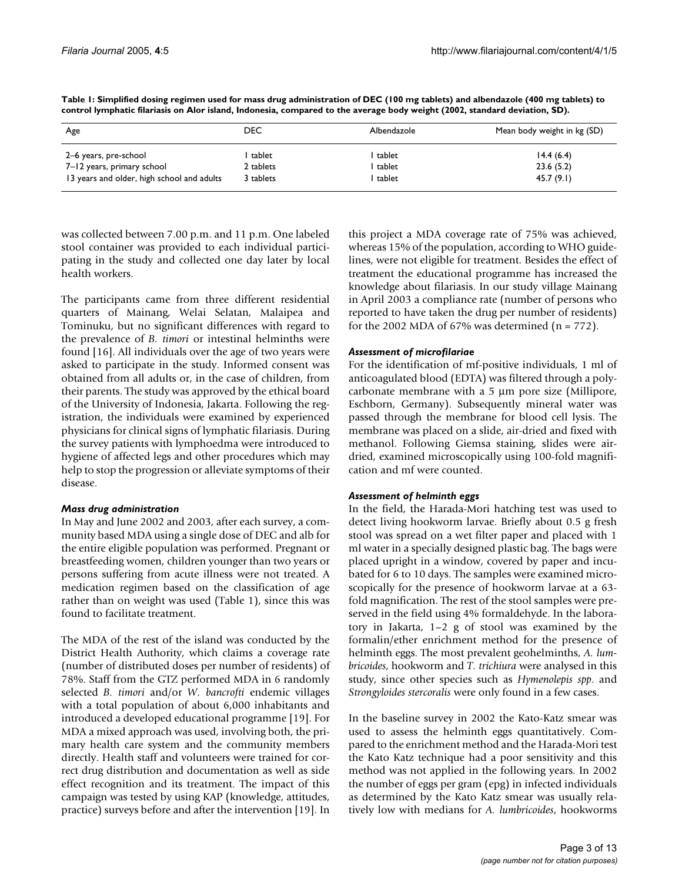**Table 1: Simplified dosing regimen used for mass drug administration of DEC (100 mg tablets) and albendazole (400 mg tablets) to control lymphatic filariasis on Alor island, Indonesia, compared to the average body weight (2002, standard deviation, SD).**

| Age | DEC | Albendazole | Mean body weight in kg (SD) |
|---|---|---|---|
| 2–6 years, pre-school | 1 tablet | 1 tablet | 14.4 (6.4) |
| 7–12 years, primary school | 2 tablets | 1 tablet | 23.6 (5.2) |
| 13 years and older, high school and adults | 3 tablets | 1 tablet | 45.7 (9.1) |

was collected between 7.00 p.m. and 11 p.m. One labeled stool container was provided to each individual participating in the study and collected one day later by local health workers.

The participants came from three different residential quarters of Mainang, Welai Selatan, Malaipea and Tominuku, but no significant differences with regard to the prevalence of *B. timori* or intestinal helminths were found [16]. All individuals over the age of two years were asked to participate in the study. Informed consent was obtained from all adults or, in the case of children, from their parents. The study was approved by the ethical board of the University of Indonesia, Jakarta. Following the registration, the individuals were examined by experienced physicians for clinical signs of lymphatic filariasis. During the survey patients with lymphoedma were introduced to hygiene of affected legs and other procedures which may help to stop the progression or alleviate symptoms of their disease.

### *Mass drug administration*

In May and June 2002 and 2003, after each survey, a community based MDA using a single dose of DEC and alb for the entire eligible population was performed. Pregnant or breastfeeding women, children younger than two years or persons suffering from acute illness were not treated. A medication regimen based on the classification of age rather than on weight was used (Table 1), since this was found to facilitate treatment.

The MDA of the rest of the island was conducted by the District Health Authority, which claims a coverage rate (number of distributed doses per number of residents) of 78%. Staff from the GTZ performed MDA in 6 randomly selected *B. timori* and/or *W. bancrofti* endemic villages with a total population of about 6,000 inhabitants and introduced a developed educational programme [19]. For MDA a mixed approach was used, involving both, the primary health care system and the community members directly. Health staff and volunteers were trained for correct drug distribution and documentation as well as side effect recognition and its treatment. The impact of this campaign was tested by using KAP (knowledge, attitudes, practice) surveys before and after the intervention [19]. In this project a MDA coverage rate of 75% was achieved, whereas 15% of the population, according to WHO guidelines, were not eligible for treatment. Besides the effect of treatment the educational programme has increased the knowledge about filariasis. In our study village Mainang in April 2003 a compliance rate (number of persons who reported to have taken the drug per number of residents) for the 2002 MDA of 67% was determined (n = 772).

### *Assessment of microfilariae*

For the identification of mf-positive individuals, 1 ml of anticoagulated blood (EDTA) was filtered through a polycarbonate membrane with a 5 μm pore size (Millipore, Eschborn, Germany). Subsequently mineral water was passed through the membrane for blood cell lysis. The membrane was placed on a slide, air-dried and fixed with methanol. Following Giemsa staining, slides were air-dried, examined microscopically using 100-fold magnification and mf were counted.

### *Assessment of helminth eggs*

In the field, the Harada-Mori hatching test was used to detect living hookworm larvae. Briefly about 0.5 g fresh stool was spread on a wet filter paper and placed with 1 ml water in a specially designed plastic bag. The bags were placed upright in a window, covered by paper and incubated for 6 to 10 days. The samples were examined microscopically for the presence of hookworm larvae at a 63-fold magnification. The rest of the stool samples were preserved in the field using 4% formaldehyde. In the laboratory in Jakarta, 1–2 g of stool was examined by the formalin/ether enrichment method for the presence of helminth eggs. The most prevalent geohelminths, *A. lumbricoides*, hookworm and *T. trichiura* were analysed in this study, since other species such as *Hymenolepis spp*. and *Strongyloides stercoralis* were only found in a few cases.

In the baseline survey in 2002 the Kato-Katz smear was used to assess the helminth eggs quantitatively. Compared to the enrichment method and the Harada-Mori test the Kato Katz technique had a poor sensitivity and this method was not applied in the following years. In 2002 the number of eggs per gram (epg) in infected individuals as determined by the Kato Katz smear was usually relatively low with medians for *A. lumbricoides*, hookworms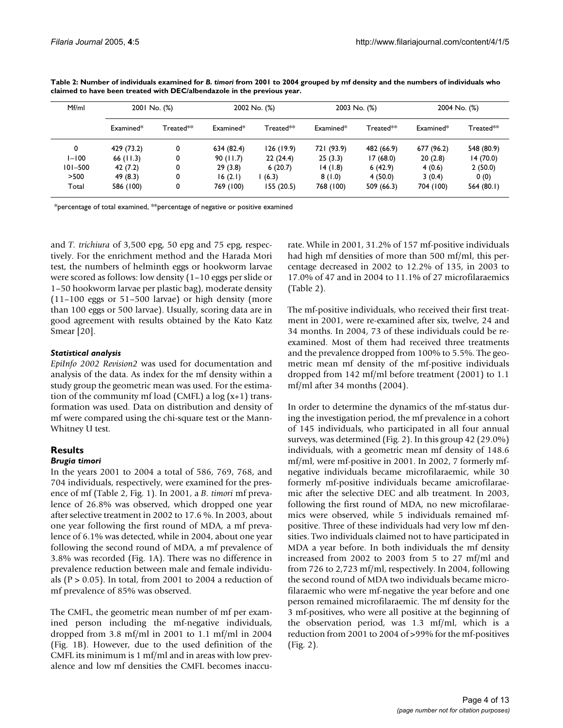**Table 2: Number of individuals examined for *B. timori* from 2001 to 2004 grouped by mf density and the numbers of individuals who claimed to have been treated with DEC/albendazole in the previous year.**

| Mf/ml | 2001 No. (%) | | 2002 No. (%) | | 2003 No. (%) | | 2004 No. (%) | |
|---|---|---|---|---|---|---|---|---|
| | Examined* | Treated** | Examined* | Treated** | Examined* | Treated** | Examined* | Treated** |
| 0 | 429 (73.2) | 0 | 634 (82.4) | 126 (19.9) | 721 (93.9) | 482 (66.9) | 677 (96.2) | 548 (80.9) |
| 1–100 | 66 (11.3) | 0 | 90 (11.7) | 22 (24.4) | 25 (3.3) | 17 (68.0) | 20 (2.8) | 14 (70.0) |
| 101–500 | 42 (7.2) | 0 | 29 (3.8) | 6 (20.7) | 14 (1.8) | 6 (42.9) | 4 (0.6) | 2 (50.0) |
| >500 | 49 (8.3) | 0 | 16 (2.1) | 1 (6.3) | 8 (1.0) | 4 (50.0) | 3 (0.4) | 0 (0) |
| Total | 586 (100) | 0 | 769 (100) | 155 (20.5) | 768 (100) | 509 (66.3) | 704 (100) | 564 (80.1) |

*percentage of total examined, **percentage of negative or positive examined

and *T. trichiura* of 3,500 epg, 50 epg and 75 epg, respectively. For the enrichment method and the Harada Mori test, the numbers of helminth eggs or hookworm larvae were scored as follows: low density (1–10 eggs per slide or 1–50 hookworm larvae per plastic bag), moderate density (11–100 eggs or 51–500 larvae) or high density (more than 100 eggs or 500 larvae). Usually, scoring data are in good agreement with results obtained by the Kato Katz Smear [20].

### *Statistical analysis*

*EpiInfo 2002 Revision2* was used for documentation and analysis of the data. As index for the mf density within a study group the geometric mean was used. For the estimation of the community mf load (CMFL) a log (x+1) transformation was used. Data on distribution and density of mf were compared using the chi-square test or the Mann-Whitney U test.

## Results

### *Brugia timori*

In the years 2001 to 2004 a total of 586, 769, 768, and 704 individuals, respectively, were examined for the presence of mf (Table 2, Fig. 1). In 2001, a *B. timori* mf prevalence of 26.8% was observed, which dropped one year after selective treatment in 2002 to 17.6 %. In 2003, about one year following the first round of MDA, a mf prevalence of 6.1% was detected, while in 2004, about one year following the second round of MDA, a mf prevalence of 3.8% was recorded (Fig. 1A). There was no difference in prevalence reduction between male and female individuals ($P > 0.05$). In total, from 2001 to 2004 a reduction of mf prevalence of 85% was observed.

The CMFL, the geometric mean number of mf per examined person including the mf-negative individuals, dropped from 3.8 mf/ml in 2001 to 1.1 mf/ml in 2004 (Fig. 1B). However, due to the used definition of the CMFL its minimum is 1 mf/ml and in areas with low prevalence and low mf densities the CMFL becomes inaccurate. While in 2001, 31.2% of 157 mf-positive individuals had high mf densities of more than 500 mf/ml, this percentage decreased in 2002 to 12.2% of 135, in 2003 to 17.0% of 47 and in 2004 to 11.1% of 27 microfilaraemics (Table 2).

The mf-positive individuals, who received their first treatment in 2001, were re-examined after six, twelve, 24 and 34 months. In 2004, 73 of these individuals could be re-examined. Most of them had received three treatments and the prevalence dropped from 100% to 5.5%. The geometric mean mf density of the mf-positive individuals dropped from 142 mf/ml before treatment (2001) to 1.1 mf/ml after 34 months (2004).

In order to determine the dynamics of the mf-status during the investigation period, the mf prevalence in a cohort of 145 individuals, who participated in all four annual surveys, was determined (Fig. 2). In this group 42 (29.0%) individuals, with a geometric mean mf density of 148.6 mf/ml, were mf-positive in 2001. In 2002, 7 formerly mf-negative individuals became microfilaraemic, while 30 formerly mf-positive individuals became amicrofilaraemic after the selective DEC and alb treatment. In 2003, following the first round of MDA, no new microfilaraemics were observed, while 5 individuals remained mf-positive. Three of these individuals had very low mf densities. Two individuals claimed not to have participated in MDA a year before. In both individuals the mf density increased from 2002 to 2003 from 5 to 27 mf/ml and from 726 to 2,723 mf/ml, respectively. In 2004, following the second round of MDA two individuals became microfilaraemic who were mf-negative the year before and one person remained microfilaraemic. The mf density for the 3 mf-positives, who were all positive at the beginning of the observation period, was 1.3 mf/ml, which is a reduction from 2001 to 2004 of >99% for the mf-positives (Fig. 2).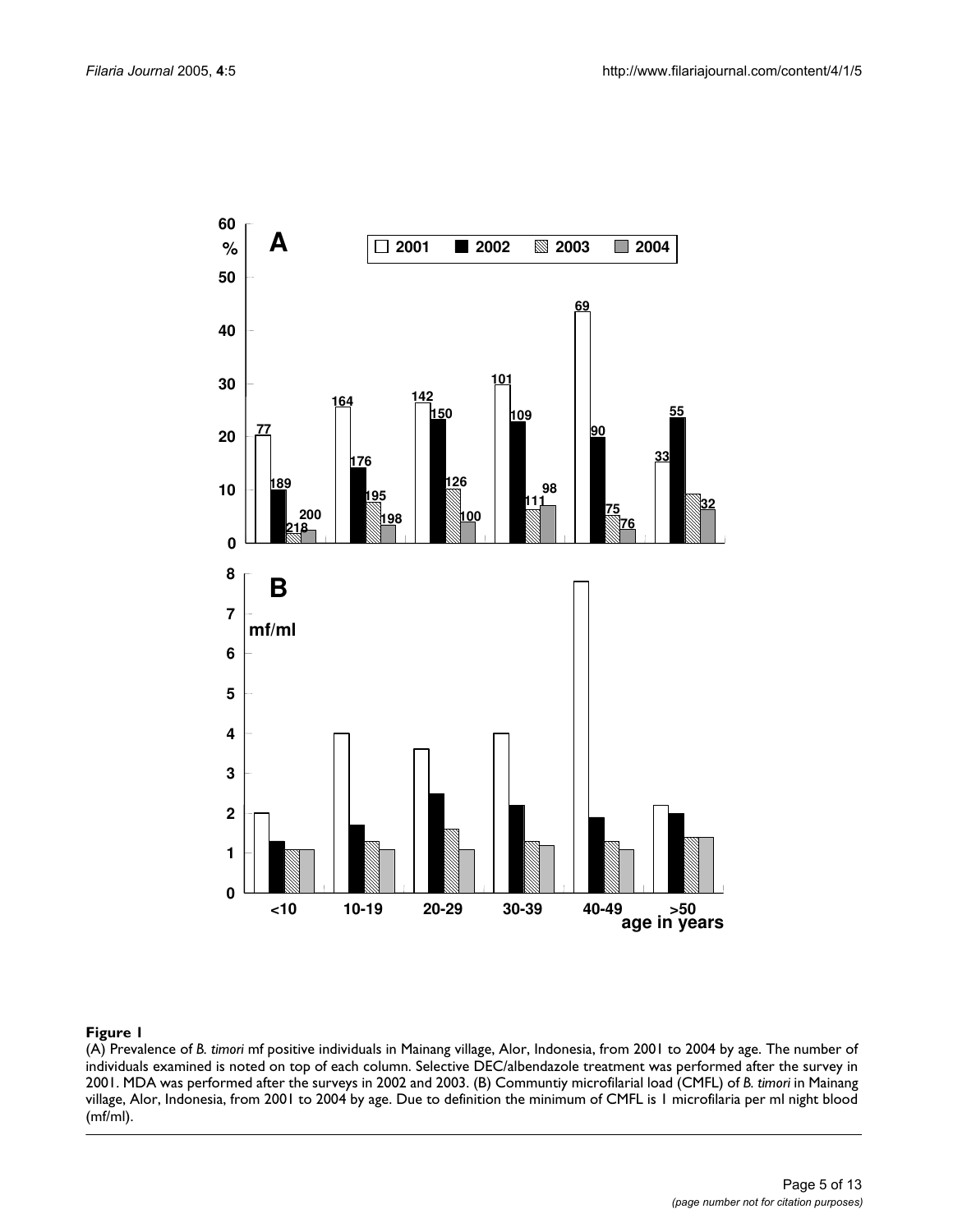**Figure 1**

(A) Prevalence of *B. timori* mf positive individuals in Mainang village, Alor, Indonesia, from 2001 to 2004 by age. The number of individuals examined is noted on top of each column. Selective DEC/albendazole treatment was performed after the survey in 2001. MDA was performed after the surveys in 2002 and 2003. (B) Communtiy microfilarial load (CMFL) of *B. timori* in Mainang village, Alor, Indonesia, from 2001 to 2004 by age. Due to definition the minimum of CMFL is 1 microfilaria per ml night blood (mf/ml).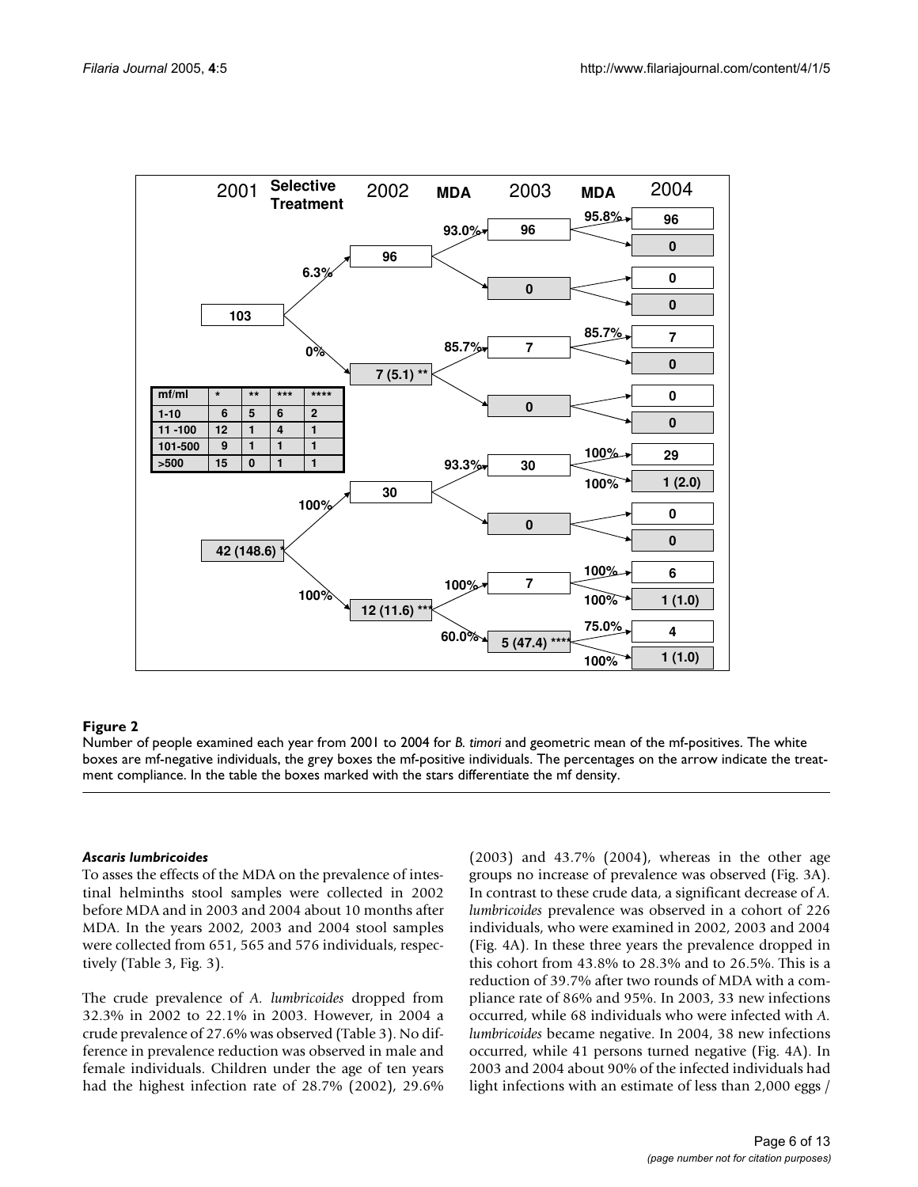| mf/ml | * | ** | *** | **** |
| --- | --- | --- | --- | --- |
| 1-10 | 6 | 5 | 6 | 2 |
| 11 -100 | 12 | 1 | 4 | 1 |
| 101-500 | 9 | 1 | 1 | 1 |
| >500 | 15 | 0 | 1 | 1 |

**Figure 2**

Number of people examined each year from 2001 to 2004 for *B. timori* and geometric mean of the mf-positives. The white boxes are mf-negative individuals, the grey boxes the mf-positive individuals. The percentages on the arrow indicate the treatment compliance. In the table the boxes marked with the stars differentiate the mf density.

#### *Ascaris lumbricoides*

To asses the effects of the MDA on the prevalence of intestinal helminths stool samples were collected in 2002 before MDA and in 2003 and 2004 about 10 months after MDA. In the years 2002, 2003 and 2004 stool samples were collected from 651, 565 and 576 individuals, respectively (Table 3, Fig. 3).

The crude prevalence of *A. lumbricoides* dropped from 32.3% in 2002 to 22.1% in 2003. However, in 2004 a crude prevalence of 27.6% was observed (Table 3). No difference in prevalence reduction was observed in male and female individuals. Children under the age of ten years had the highest infection rate of 28.7% (2002), 29.6% (2003) and 43.7% (2004), whereas in the other age groups no increase of prevalence was observed (Fig. 3A). In contrast to these crude data, a significant decrease of *A. lumbricoides* prevalence was observed in a cohort of 226 individuals, who were examined in 2002, 2003 and 2004 (Fig. 4A). In these three years the prevalence dropped in this cohort from 43.8% to 28.3% and to 26.5%. This is a reduction of 39.7% after two rounds of MDA with a compliance rate of 86% and 95%. In 2003, 33 new infections occurred, while 68 individuals who were infected with *A. lumbricoides* became negative. In 2004, 38 new infections occurred, while 41 persons turned negative (Fig. 4A). In 2003 and 2004 about 90% of the infected individuals had light infections with an estimate of less than 2,000 eggs /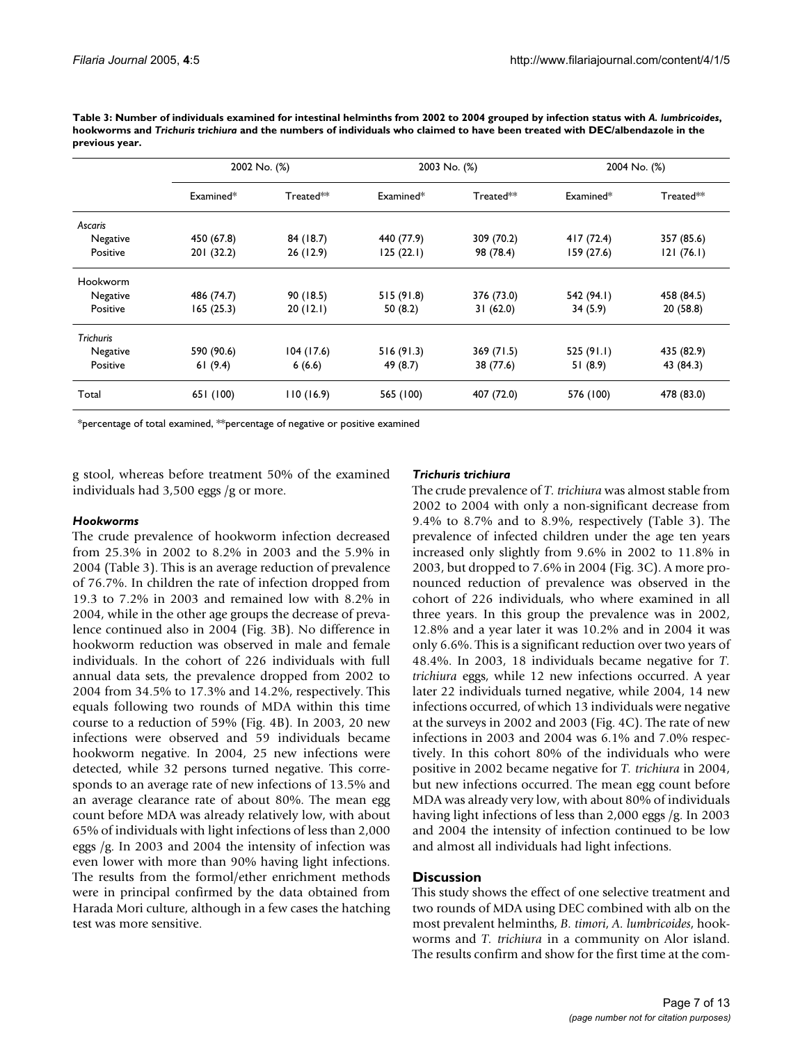**Table 3: Number of individuals examined for intestinal helminths from 2002 to 2004 grouped by infection status with *A. lumbricoides*, hookworms and *Trichuris trichiura* and the numbers of individuals who claimed to have been treated with DEC/albendazole in the previous year.**

| | 2002 No. (%) | | 2003 No. (%) | | 2004 No. (%) | |
|---|---|---|---|---|---|---|
| | Examined* | Treated** | Examined* | Treated** | Examined* | Treated** |
| *Ascaris* | | | | | | |
| Negative | 450 (67.8) | 84 (18.7) | 440 (77.9) | 309 (70.2) | 417 (72.4) | 357 (85.6) |
| Positive | 201 (32.2) | 26 (12.9) | 125 (22.1) | 98 (78.4) | 159 (27.6) | 121 (76.1) |
| Hookworm | | | | | | |
| Negative | 486 (74.7) | 90 (18.5) | 515 (91.8) | 376 (73.0) | 542 (94.1) | 458 (84.5) |
| Positive | 165 (25.3) | 20 (12.1) | 50 (8.2) | 31 (62.0) | 34 (5.9) | 20 (58.8) |
| *Trichuris* | | | | | | |
| Negative | 590 (90.6) | 104 (17.6) | 516 (91.3) | 369 (71.5) | 525 (91.1) | 435 (82.9) |
| Positive | 61 (9.4) | 6 (6.6) | 49 (8.7) | 38 (77.6) | 51 (8.9) | 43 (84.3) |
| Total | 651 (100) | 110 (16.9) | 565 (100) | 407 (72.0) | 576 (100) | 478 (83.0) |

*percentage of total examined, **percentage of negative or positive examined

g stool, whereas before treatment 50% of the examined individuals had 3,500 eggs /g or more.

### *Hookworms*

The crude prevalence of hookworm infection decreased from 25.3% in 2002 to 8.2% in 2003 and the 5.9% in 2004 (Table 3). This is an average reduction of prevalence of 76.7%. In children the rate of infection dropped from 19.3 to 7.2% in 2003 and remained low with 8.2% in 2004, while in the other age groups the decrease of prevalence continued also in 2004 (Fig. 3B). No difference in hookworm reduction was observed in male and female individuals. In the cohort of 226 individuals with full annual data sets, the prevalence dropped from 2002 to 2004 from 34.5% to 17.3% and 14.2%, respectively. This equals following two rounds of MDA within this time course to a reduction of 59% (Fig. 4B). In 2003, 20 new infections were observed and 59 individuals became hookworm negative. In 2004, 25 new infections were detected, while 32 persons turned negative. This corresponds to an average rate of new infections of 13.5% and an average clearance rate of about 80%. The mean egg count before MDA was already relatively low, with about 65% of individuals with light infections of less than 2,000 eggs /g. In 2003 and 2004 the intensity of infection was even lower with more than 90% having light infections. The results from the formol/ether enrichment methods were in principal confirmed by the data obtained from Harada Mori culture, although in a few cases the hatching test was more sensitive.

### *Trichuris trichiura*

The crude prevalence of *T. trichiura* was almost stable from 2002 to 2004 with only a non-significant decrease from 9.4% to 8.7% and to 8.9%, respectively (Table 3). The prevalence of infected children under the age ten years increased only slightly from 9.6% in 2002 to 11.8% in 2003, but dropped to 7.6% in 2004 (Fig. 3C). A more pronounced reduction of prevalence was observed in the cohort of 226 individuals, who where examined in all three years. In this group the prevalence was in 2002, 12.8% and a year later it was 10.2% and in 2004 it was only 6.6%. This is a significant reduction over two years of 48.4%. In 2003, 18 individuals became negative for *T. trichiura* eggs, while 12 new infections occurred. A year later 22 individuals turned negative, while 2004, 14 new infections occurred, of which 13 individuals were negative at the surveys in 2002 and 2003 (Fig. 4C). The rate of new infections in 2003 and 2004 was 6.1% and 7.0% respectively. In this cohort 80% of the individuals who were positive in 2002 became negative for *T. trichiura* in 2004, but new infections occurred. The mean egg count before MDA was already very low, with about 80% of individuals having light infections of less than 2,000 eggs /g. In 2003 and 2004 the intensity of infection continued to be low and almost all individuals had light infections.

## Discussion

This study shows the effect of one selective treatment and two rounds of MDA using DEC combined with alb on the most prevalent helminths, *B. timori*, *A. lumbricoides*, hookworms and *T. trichiura* in a community on Alor island. The results confirm and show for the first time at the com-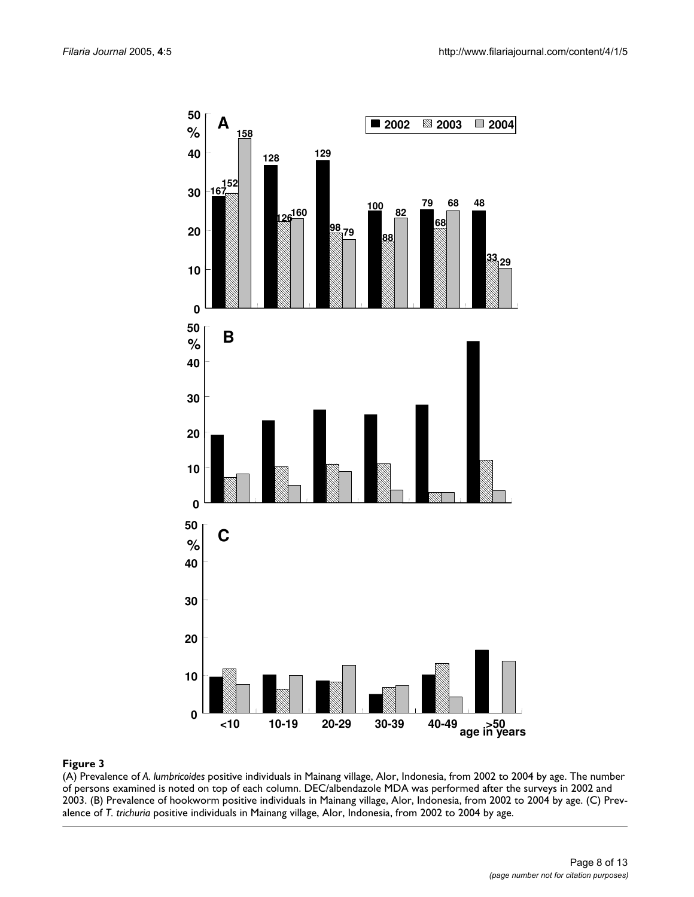**Figure 3**

(A) Prevalence of *A. lumbricoides* positive individuals in Mainang village, Alor, Indonesia, from 2002 to 2004 by age. The number of persons examined is noted on top of each column. DEC/albendazole MDA was performed after the surveys in 2002 and 2003. (B) Prevalence of hookworm positive individuals in Mainang village, Alor, Indonesia, from 2002 to 2004 by age. (C) Prevalence of *T. trichuria* positive individuals in Mainang village, Alor, Indonesia, from 2002 to 2004 by age.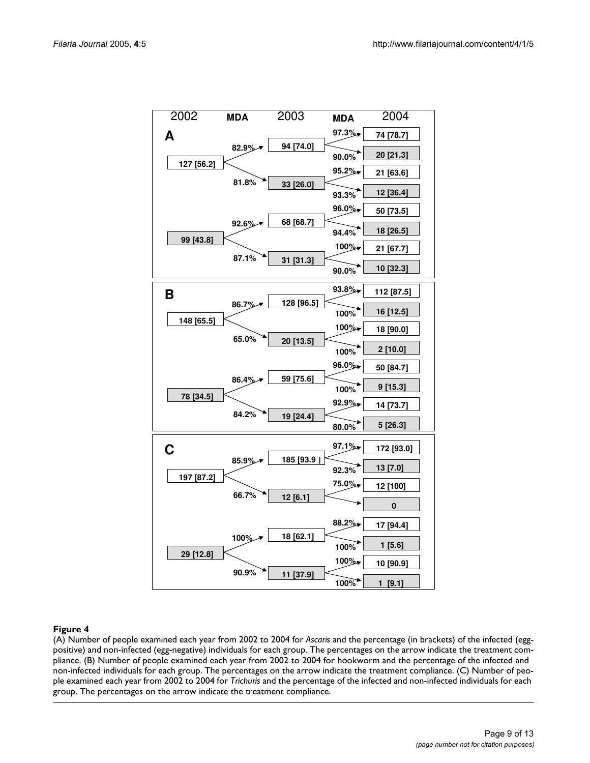| 2002 | MDA | 2003 | MDA | 2004 |
| --- | --- | --- | --- | --- |
| **A** | | | | |
| 127 [56.2] | 82.9% | 94 [74.0] | 97.3% | 74 [78.7] |
| | | | 90.0% | 20 [21.3] |
| | 81.8% | 33 [26.0] | 95.2% | 21 [63.6] |
| | | | 93.3% | 12 [36.4] |
| 99 [43.8] | 92.6% | 68 [68.7] | 96.0% | 50 [73.5] |
| | | | 94.4% | 18 [26.5] |
| | 87.1% | 31 [31.3] | 100% | 21 [67.7] |
| | | | 90.0% | 10 [32.3] |
| **B** | | | | |
| 148 [65.5] | 86.7% | 128 [96.5] | 93.8% | 112 [87.5] |
| | | | 100% | 16 [12.5] |
| | 65.0% | 20 [13.5] | 100% | 18 [90.0] |
| | | | 100% | 2 [10.0] |
| 78 [34.5] | 86.4% | 59 [75.6] | 96.0% | 50 [84.7] |
| | | | 100% | 9 [15.3] |
| | 84.2% | 19 [24.4] | 92.9% | 14 [73.7] |
| | | | 80.0% | 5 [26.3] |
| **C** | | | | |
| 197 [87.2] | 85.9% | 185 [93.9] | 97.1% | 172 [93.0] |
| | | | 92.3% | 13 [7.0] |
| | 66.7% | 12 [6.1] | 75.0% | 12 [100] |
| | | | | 0 |
| 29 [12.8] | 100% | 18 [62.1] | 88.2% | 17 [94.4] |
| | | | 100% | 1 [5.6] |
| | 90.9% | 11 [37.9] | 100% | 10 [90.9] |
| | | | 100% | 1 [9.1] |

**Figure 4**

(A) Number of people examined each year from 2002 to 2004 for *Ascaris* and the percentage (in brackets) of the infected (egg-positive) and non-infected (egg-negative) individuals for each group. The percentages on the arrow indicate the treatment compliance. (B) Number of people examined each year from 2002 to 2004 for hookworm and the percentage of the infected and non-infected individuals for each group. The percentages on the arrow indicate the treatment compliance. (C) Number of people examined each year from 2002 to 2004 for *Trichuris* and the percentage of the infected and non-infected individuals for each group. The percentages on the arrow indicate the treatment compliance.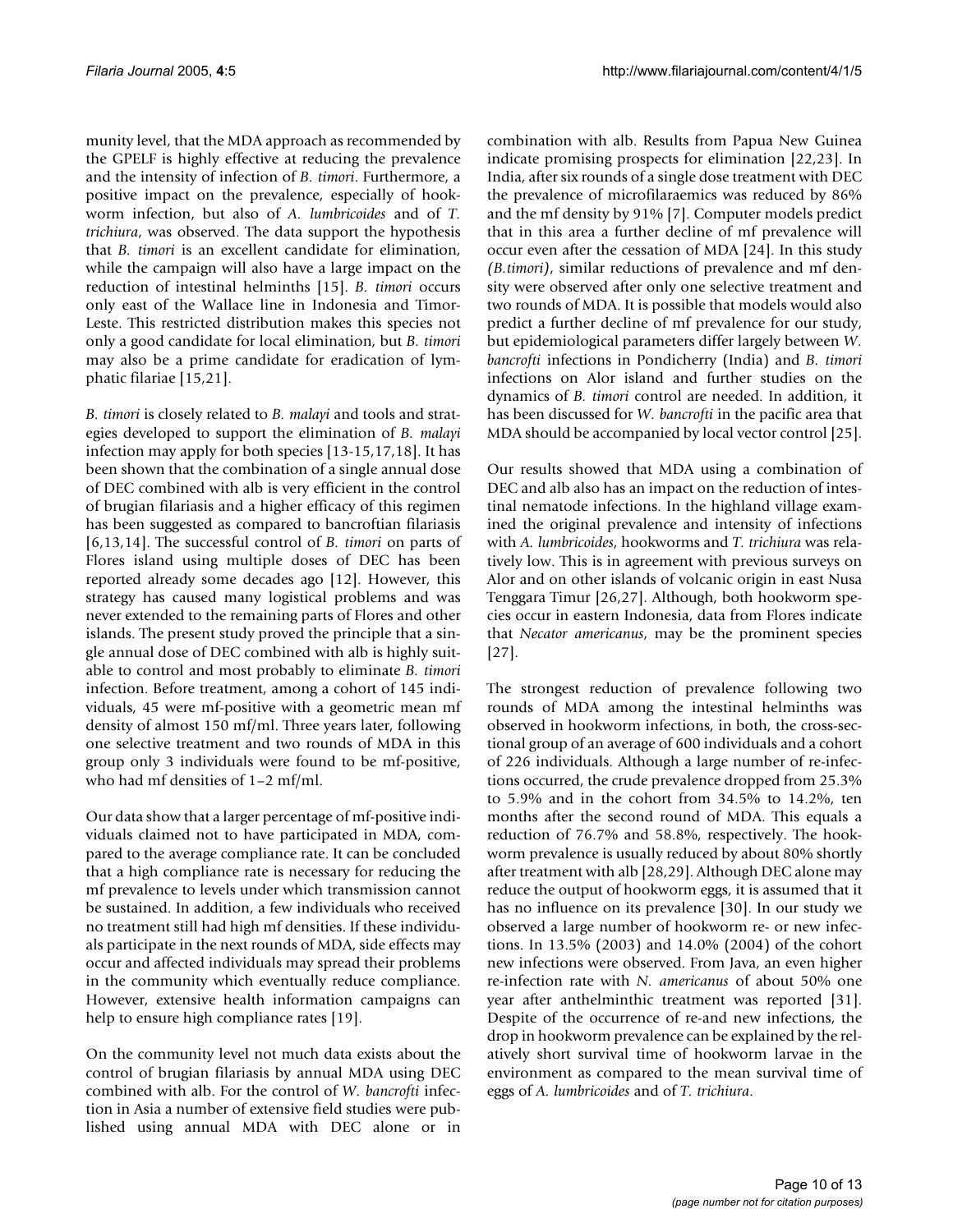munity level, that the MDA approach as recommended by the GPELF is highly effective at reducing the prevalence and the intensity of infection of *B. timori*. Furthermore, a positive impact on the prevalence, especially of hookworm infection, but also of *A. lumbricoides* and of *T. trichiura*, was observed. The data support the hypothesis that *B. timori* is an excellent candidate for elimination, while the campaign will also have a large impact on the reduction of intestinal helminths [15]. *B. timori* occurs only east of the Wallace line in Indonesia and Timor-Leste. This restricted distribution makes this species not only a good candidate for local elimination, but *B. timori* may also be a prime candidate for eradication of lymphatic filariae [15,21].

*B. timori* is closely related to *B. malayi* and tools and strategies developed to support the elimination of *B. malayi* infection may apply for both species [13-15,17,18]. It has been shown that the combination of a single annual dose of DEC combined with alb is very efficient in the control of brugian filariasis and a higher efficacy of this regimen has been suggested as compared to bancroftian filariasis [6,13,14]. The successful control of *B. timori* on parts of Flores island using multiple doses of DEC has been reported already some decades ago [12]. However, this strategy has caused many logistical problems and was never extended to the remaining parts of Flores and other islands. The present study proved the principle that a single annual dose of DEC combined with alb is highly suitable to control and most probably to eliminate *B. timori* infection. Before treatment, among a cohort of 145 individuals, 45 were mf-positive with a geometric mean mf density of almost 150 mf/ml. Three years later, following one selective treatment and two rounds of MDA in this group only 3 individuals were found to be mf-positive, who had mf densities of 1–2 mf/ml.

Our data show that a larger percentage of mf-positive individuals claimed not to have participated in MDA, compared to the average compliance rate. It can be concluded that a high compliance rate is necessary for reducing the mf prevalence to levels under which transmission cannot be sustained. In addition, a few individuals who received no treatment still had high mf densities. If these individuals participate in the next rounds of MDA, side effects may occur and affected individuals may spread their problems in the community which eventually reduce compliance. However, extensive health information campaigns can help to ensure high compliance rates [19].

On the community level not much data exists about the control of brugian filariasis by annual MDA using DEC combined with alb. For the control of *W. bancrofti* infection in Asia a number of extensive field studies were published using annual MDA with DEC alone or in combination with alb. Results from Papua New Guinea indicate promising prospects for elimination [22,23]. In India, after six rounds of a single dose treatment with DEC the prevalence of microfilaraemics was reduced by 86% and the mf density by 91% [7]. Computer models predict that in this area a further decline of mf prevalence will occur even after the cessation of MDA [24]. In this study *(B.timori)*, similar reductions of prevalence and mf density were observed after only one selective treatment and two rounds of MDA. It is possible that models would also predict a further decline of mf prevalence for our study, but epidemiological parameters differ largely between *W. bancrofti* infections in Pondicherry (India) and *B. timori* infections on Alor island and further studies on the dynamics of *B. timori* control are needed. In addition, it has been discussed for *W. bancrofti* in the pacific area that MDA should be accompanied by local vector control [25].

Our results showed that MDA using a combination of DEC and alb also has an impact on the reduction of intestinal nematode infections. In the highland village examined the original prevalence and intensity of infections with *A. lumbricoides*, hookworms and *T. trichiura* was relatively low. This is in agreement with previous surveys on Alor and on other islands of volcanic origin in east Nusa Tenggara Timur [26,27]. Although, both hookworm species occur in eastern Indonesia, data from Flores indicate that *Necator americanus*, may be the prominent species [27].

The strongest reduction of prevalence following two rounds of MDA among the intestinal helminths was observed in hookworm infections, in both, the cross-sectional group of an average of 600 individuals and a cohort of 226 individuals. Although a large number of re-infections occurred, the crude prevalence dropped from 25.3% to 5.9% and in the cohort from 34.5% to 14.2%, ten months after the second round of MDA. This equals a reduction of 76.7% and 58.8%, respectively. The hookworm prevalence is usually reduced by about 80% shortly after treatment with alb [28,29]. Although DEC alone may reduce the output of hookworm eggs, it is assumed that it has no influence on its prevalence [30]. In our study we observed a large number of hookworm re- or new infections. In 13.5% (2003) and 14.0% (2004) of the cohort new infections were observed. From Java, an even higher re-infection rate with *N. americanus* of about 50% one year after anthelminthic treatment was reported [31]. Despite of the occurrence of re-and new infections, the drop in hookworm prevalence can be explained by the relatively short survival time of hookworm larvae in the environment as compared to the mean survival time of eggs of *A. lumbricoides* and of *T. trichiura*.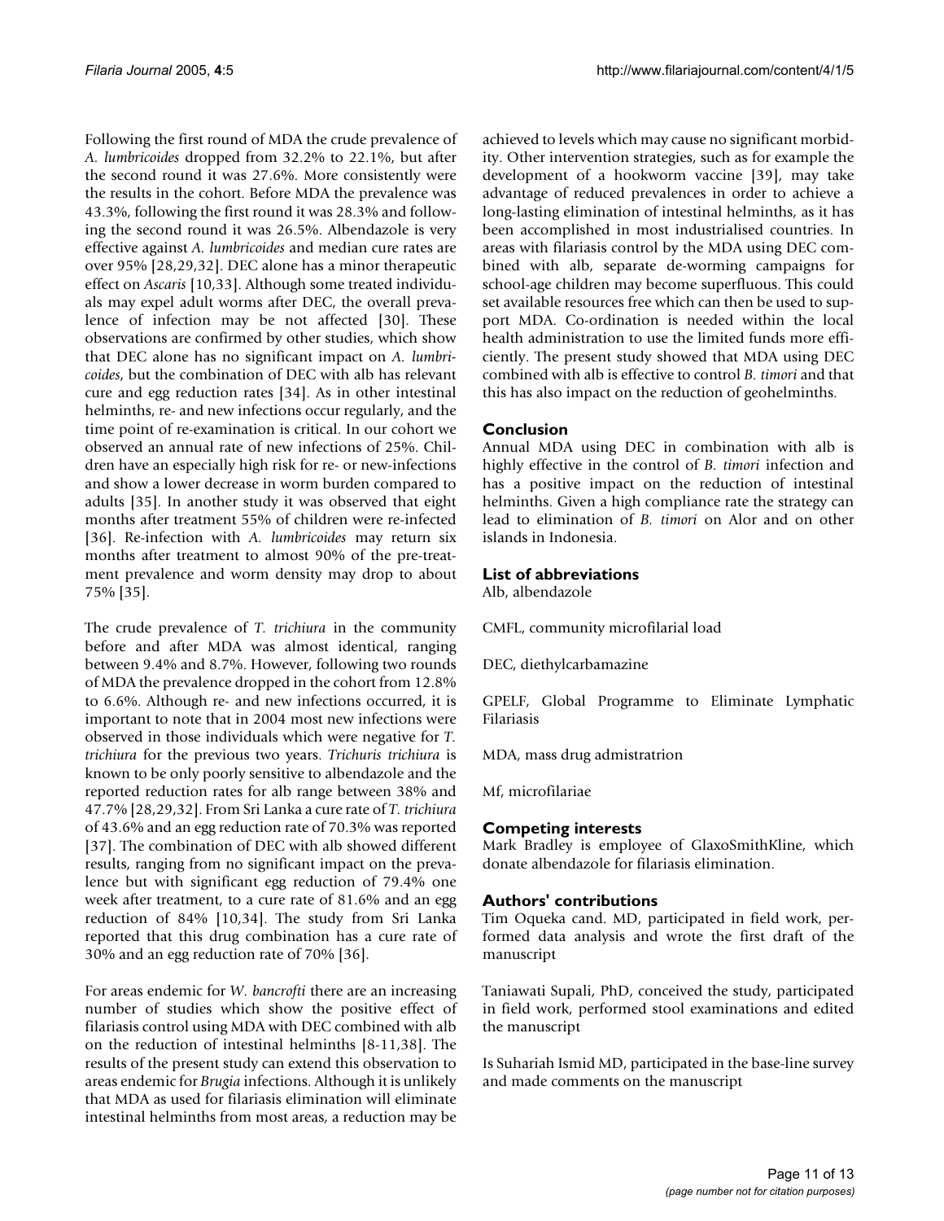Following the first round of MDA the crude prevalence of *A. lumbricoides* dropped from 32.2% to 22.1%, but after the second round it was 27.6%. More consistently were the results in the cohort. Before MDA the prevalence was 43.3%, following the first round it was 28.3% and following the second round it was 26.5%. Albendazole is very effective against *A. lumbricoides* and median cure rates are over 95% [28,29,32]. DEC alone has a minor therapeutic effect on *Ascaris* [10,33]. Although some treated individuals may expel adult worms after DEC, the overall prevalence of infection may be not affected [30]. These observations are confirmed by other studies, which show that DEC alone has no significant impact on *A. lumbricoides*, but the combination of DEC with alb has relevant cure and egg reduction rates [34]. As in other intestinal helminths, re- and new infections occur regularly, and the time point of re-examination is critical. In our cohort we observed an annual rate of new infections of 25%. Children have an especially high risk for re- or new-infections and show a lower decrease in worm burden compared to adults [35]. In another study it was observed that eight months after treatment 55% of children were re-infected [36]. Re-infection with *A. lumbricoides* may return six months after treatment to almost 90% of the pre-treatment prevalence and worm density may drop to about 75% [35].

The crude prevalence of *T. trichiura* in the community before and after MDA was almost identical, ranging between 9.4% and 8.7%. However, following two rounds of MDA the prevalence dropped in the cohort from 12.8% to 6.6%. Although re- and new infections occurred, it is important to note that in 2004 most new infections were observed in those individuals which were negative for *T. trichiura* for the previous two years. *Trichuris trichiura* is known to be only poorly sensitive to albendazole and the reported reduction rates for alb range between 38% and 47.7% [28,29,32]. From Sri Lanka a cure rate of *T. trichiura* of 43.6% and an egg reduction rate of 70.3% was reported [37]. The combination of DEC with alb showed different results, ranging from no significant impact on the prevalence but with significant egg reduction of 79.4% one week after treatment, to a cure rate of 81.6% and an egg reduction of 84% [10,34]. The study from Sri Lanka reported that this drug combination has a cure rate of 30% and an egg reduction rate of 70% [36].

For areas endemic for *W. bancrofti* there are an increasing number of studies which show the positive effect of filariasis control using MDA with DEC combined with alb on the reduction of intestinal helminths [8-11,38]. The results of the present study can extend this observation to areas endemic for *Brugia* infections. Although it is unlikely that MDA as used for filariasis elimination will eliminate intestinal helminths from most areas, a reduction may be achieved to levels which may cause no significant morbidity. Other intervention strategies, such as for example the development of a hookworm vaccine [39], may take advantage of reduced prevalences in order to achieve a long-lasting elimination of intestinal helminths, as it has been accomplished in most industrialised countries. In areas with filariasis control by the MDA using DEC combined with alb, separate de-worming campaigns for school-age children may become superfluous. This could set available resources free which can then be used to support MDA. Co-ordination is needed within the local health administration to use the limited funds more efficiently. The present study showed that MDA using DEC combined with alb is effective to control *B. timori* and that this has also impact on the reduction of geohelminths.

## Conclusion

Annual MDA using DEC in combination with alb is highly effective in the control of *B. timori* infection and has a positive impact on the reduction of intestinal helminths. Given a high compliance rate the strategy can lead to elimination of *B. timori* on Alor and on other islands in Indonesia.

## List of abbreviations

Alb, albendazole

CMFL, community microfilarial load

DEC, diethylcarbamazine

GPELF, Global Programme to Eliminate Lymphatic Filariasis

MDA, mass drug admistratrion

Mf, microfilariae

## Competing interests

Mark Bradley is employee of GlaxoSmithKline, which donate albendazole for filariasis elimination.

## Authors' contributions

Tim Oqueka cand. MD, participated in field work, performed data analysis and wrote the first draft of the manuscript

Taniawati Supali, PhD, conceived the study, participated in field work, performed stool examinations and edited the manuscript

Is Suhariah Ismid MD, participated in the base-line survey and made comments on the manuscript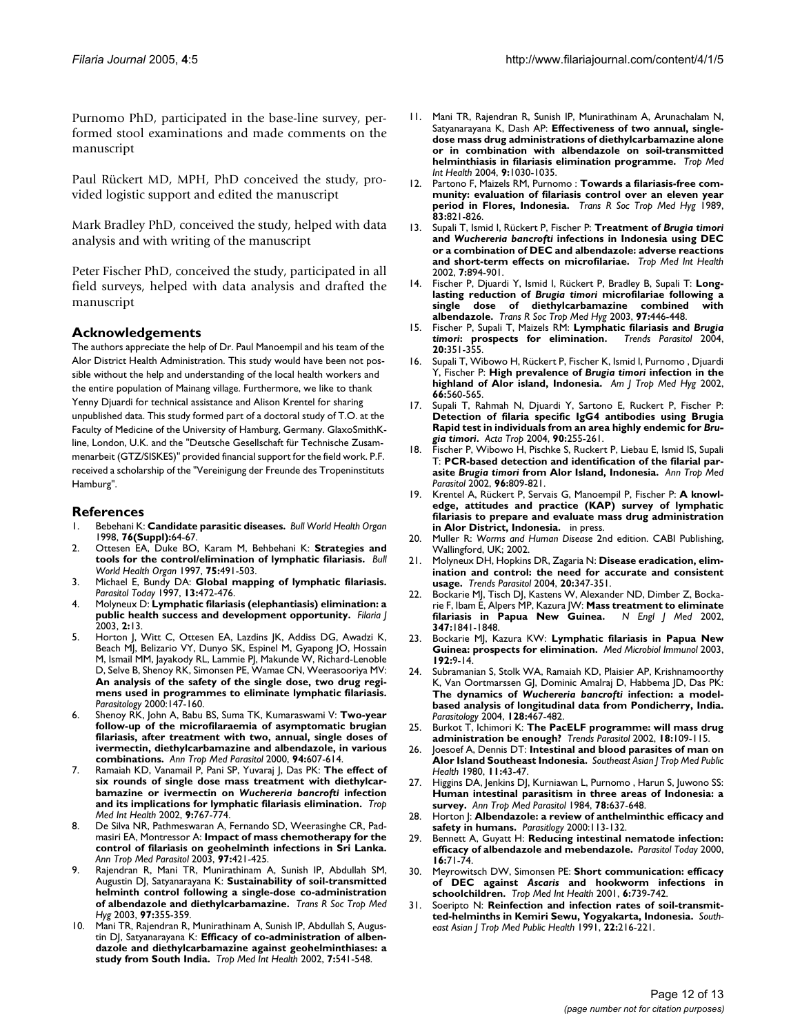Purnomo PhD, participated in the base-line survey, performed stool examinations and made comments on the manuscript

Paul Rückert MD, MPH, PhD conceived the study, provided logistic support and edited the manuscript

Mark Bradley PhD, conceived the study, helped with data analysis and with writing of the manuscript

Peter Fischer PhD, conceived the study, participated in all field surveys, helped with data analysis and drafted the manuscript

## Acknowledgements

The authors appreciate the help of Dr. Paul Manoempil and his team of the Alor District Health Administration. This study would have been not possible without the help and understanding of the local health workers and the entire population of Mainang village. Furthermore, we like to thank Yenny Djuardi for technical assistance and Alison Krentel for sharing unpublished data. This study formed part of a doctoral study of T.O. at the Faculty of Medicine of the University of Hamburg, Germany. GlaxoSmithKline, London, U.K. and the "Deutsche Gesellschaft für Technische Zusammenarbeit (GTZ/SISKES)" provided financial support for the field work. P.F. received a scholarship of the "Vereinigung der Freunde des Tropeninstituts Hamburg".

## References

1. Bebehani K: **Candidate parasitic diseases.** *Bull World Health Organ* 1998, **76(Suppl):**64-67.
2. Ottesen EA, Duke BO, Karam M, Behbehani K: **Strategies and tools for the control/elimination of lymphatic filariasis.** *Bull World Health Organ* 1997, **75:**491-503.
3. Michael E, Bundy DA: **Global mapping of lymphatic filariasis.** *Parasitol Today* 1997, **13:**472-476.
4. Molyneux D: **Lymphatic filariasis (elephantiasis) elimination: a public health success and development opportunity.** *Filaria J* 2003, **2:**13.
5. Horton J, Witt C, Ottesen EA, Lazdins JK, Addiss DG, Awadzi K, Beach MJ, Belizario VY, Dunyo SK, Espinel M, Gyapong JO, Hossain M, Ismail MM, Jayakody RL, Lammie PJ, Makunde W, Richard-Lenoble D, Selve B, Shenoy RK, Simonsen PE, Wamae CN, Weerasooriya MV: **An analysis of the safety of the single dose, two drug regimens used in programmes to eliminate lymphatic filariasis.** *Parasitology* 2000:147-160.
6. Shenoy RK, John A, Babu BS, Suma TK, Kumaraswami V: **Two-year follow-up of the microfilaraemia of asymptomatic brugian filariasis, after treatment with two, annual, single doses of ivermectin, diethylcarbamazine and albendazole, in various combinations.** *Ann Trop Med Parasitol* 2000, **94:**607-614.
7. Ramaiah KD, Vanamail P, Pani SP, Yuvaraj J, Das PK: **The effect of six rounds of single dose mass treatment with diethylcarbamazine or ivermectin on *Wuchereria bancrofti* infection and its implications for lymphatic filariasis elimination.** *Trop Med Int Health* 2002, **9:**767-774.
8. De Silva NR, Pathmeswaran A, Fernando SD, Weerasinghe CR, Padmasiri EA, Montressor A: **Impact of mass chemotherapy for the control of filariasis on geohelminth infections in Sri Lanka.** *Ann Trop Med Parasitol* 2003, **97:**421-425.
9. Rajendran R, Mani TR, Munirathinam A, Sunish IP, Abdullah SM, Augustin DJ, Satyanarayana K: **Sustainability of soil-transmitted helminth control following a single-dose co-administration of albendazole and diethylcarbamazine.** *Trans R Soc Trop Med Hyg* 2003, **97:**355-359.
10. Mani TR, Rajendran R, Munirathinam A, Sunish IP, Abdullah S, Augustin DJ, Satyanarayana K: **Efficacy of co-administration of albendazole and diethylcarbamazine against geohelminthiases: a study from South India.** *Trop Med Int Health* 2002, **7:**541-548.
11. Mani TR, Rajendran R, Sunish IP, Munirathinam A, Arunachalam N, Satyanarayana K, Dash AP: **Effectiveness of two annual, single-dose mass drug administrations of diethylcarbamazine alone or in combination with albendazole on soil-transmitted helminthiasis in filariasis elimination programme.** *Trop Med Int Health* 2004, **9:**1030-1035.
12. Partono F, Maizels RM, Purnomo : **Towards a filariasis-free community: evaluation of filariasis control over an eleven year period in Flores, Indonesia.** *Trans R Soc Trop Med Hyg* 1989, **83:**821-826.
13. Supali T, Ismid I, Rückert P, Fischer P: **Treatment of *Brugia timori* and *Wuchereria bancrofti* infections in Indonesia using DEC or a combination of DEC and albendazole: adverse reactions and short-term effects on microfilariae.** *Trop Med Int Health* 2002, **7:**894-901.
14. Fischer P, Djuardi Y, Ismid I, Rückert P, Bradley B, Supali T: **Long-lasting reduction of *Brugia timori* microfilariae following a single dose of diethylcarbamazine combined with albendazole.** *Trans R Soc Trop Med Hyg* 2003, **97:**446-448.
15. Fischer P, Supali T, Maizels RM: **Lymphatic filariasis and *Brugia timori*: prospects for elimination.** *Trends Parasitol* 2004, **20:**351-355.
16. Supali T, Wibowo H, Rückert P, Fischer K, Ismid I, Purnomo , Djuardi Y, Fischer P: **High prevalence of *Brugia timori* infection in the highland of Alor island, Indonesia.** *Am J Trop Med Hyg* 2002, **66:**560-565.
17. Supali T, Rahmah N, Djuardi Y, Sartono E, Ruckert P, Fischer P: **Detection of filaria specific IgG4 antibodies using Brugia Rapid test in individuals from an area highly endemic for *Brugia timori*.** *Acta Trop* 2004, **90:**255-261.
18. Fischer P, Wibowo H, Pischke S, Ruckert P, Liebau E, Ismid IS, Supali T: **PCR-based detection and identification of the filarial parasite *Brugia timori* from Alor Island, Indonesia.** *Ann Trop Med Parasitol* 2002, **96:**809-821.
19. Krentel A, Rückert P, Servais G, Manoempil P, Fischer P: **A knowledge, attitudes and practice (KAP) survey of lymphatic filariasis to prepare and evaluate mass drug administration in Alor District, Indonesia.** in press.
20. Muller R: *Worms and Human Disease* 2nd edition. CABI Publishing, Wallingford, UK; 2002.
21. Molyneux DH, Hopkins DR, Zagaria N: **Disease eradication, elimination and control: the need for accurate and consistent usage.** *Trends Parasitol* 2004, **20:**347-351.
22. Bockarie MJ, Tisch DJ, Kastens W, Alexander ND, Dimber Z, Bockarie F, Ibam E, Alpers MP, Kazura JW: **Mass treatment to eliminate filariasis in Papua New Guinea.** *N Engl J Med* 2002, **347:**1841-1848.
23. Bockarie MJ, Kazura KW: **Lymphatic filariasis in Papua New Guinea: prospects for elimination.** *Med Microbiol Immunol* 2003, **192:**9-14.
24. Subramanian S, Stolk WA, Ramaiah KD, Plaisier AP, Krishnamoorthy K, Van Oortmarssen GJ, Dominic Amalraj D, Habbema JD, Das PK: **The dynamics of *Wuchereria bancrofti* infection: a model-based analysis of longitudinal data from Pondicherry, India.** *Parasitology* 2004, **128:**467-482.
25. Burkot T, Ichimori K: **The PacELF programme: will mass drug administration be enough?** *Trends Parasitol* 2002, **18:**109-115.
26. Joesoef A, Dennis DT: **Intestinal and blood parasites of man on Alor Island Southeast Indonesia.** *Southeast Asian J Trop Med Public Health* 1980, **11:**43-47.
27. Higgins DA, Jenkins DJ, Kurniawan L, Purnomo , Harun S, Juwono SS: **Human intestinal parasitism in three areas of Indonesia: a survey.** *Ann Trop Med Parasitol* 1984, **78:**637-648.
28. Horton J: **Albendazole: a review of anthelminthic efficacy and safety in humans.** *Parasitlogy* 2000:113-132.
29. Bennett A, Guyatt H: **Reducing intestinal nematode infection: efficacy of albendazole and mebendazole.** *Parasitol Today* 2000, **16:**71-74.
30. Meyrowitsch DW, Simonsen PE: **Short communication: efficacy of DEC against *Ascaris* and hookworm infections in schoolchildren.** *Trop Med Int Health* 2001, **6:**739-742.
31. Soeripto N: **Reinfection and infection rates of soil-transmitted-helminths in Kemiri Sewu, Yogyakarta, Indonesia.** *Southeast Asian J Trop Med Public Health* 1991, **22:**216-221.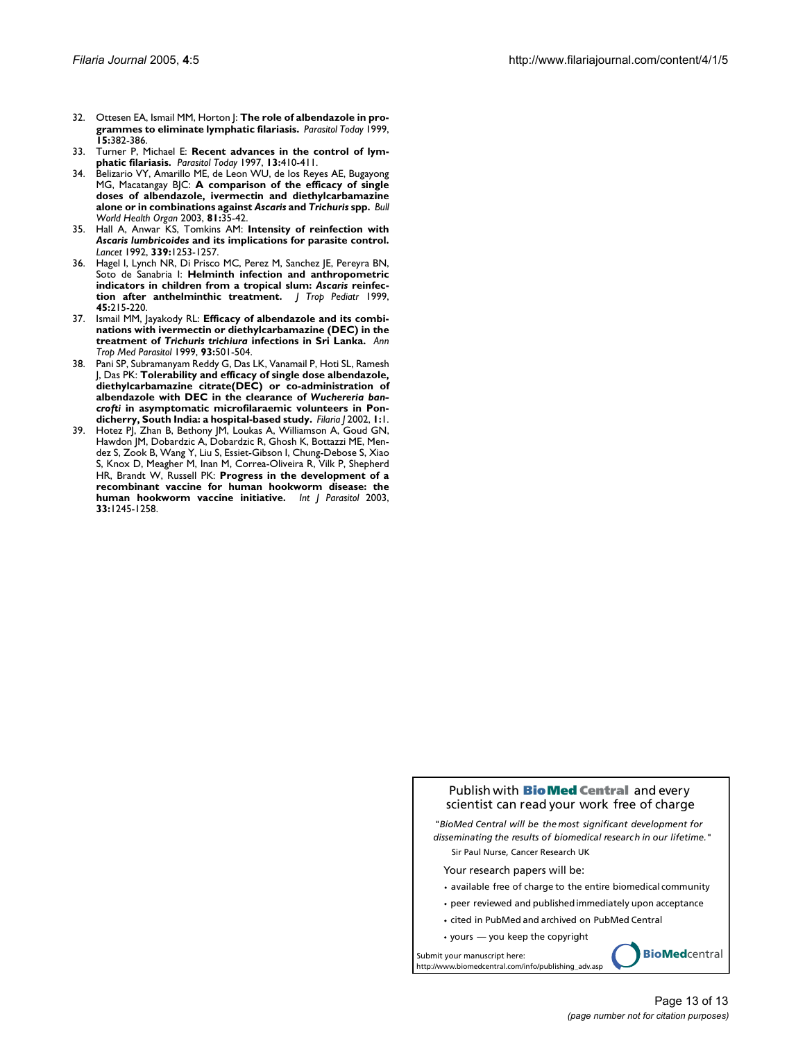32. Ottesen EA, Ismail MM, Horton J: **The role of albendazole in programmes to eliminate lymphatic filariasis.** *Parasitol Today* 1999, **15:**382-386.
33. Turner P, Michael E: **Recent advances in the control of lymphatic filariasis.** *Parasitol Today* 1997, **13:**410-411.
34. Belizario VY, Amarillo ME, de Leon WU, de los Reyes AE, Bugayong MG, Macatangay BJC: **A comparison of the efficacy of single doses of albendazole, ivermectin and diethylcarbamazine alone or in combinations against *Ascaris* and *Trichuris* spp.** *Bull World Health Organ* 2003, **81:**35-42.
35. Hall A, Anwar KS, Tomkins AM: **Intensity of reinfection with *Ascaris lumbricoides* and its implications for parasite control.** *Lancet* 1992, **339:**1253-1257.
36. Hagel I, Lynch NR, Di Prisco MC, Perez M, Sanchez JE, Pereyra BN, Soto de Sanabria I: **Helminth infection and anthropometric indicators in children from a tropical slum: *Ascaris* reinfection after anthelminthic treatment.** *J Trop Pediatr* 1999, **45:**215-220.
37. Ismail MM, Jayakody RL: **Efficacy of albendazole and its combinations with ivermectin or diethylcarbamazine (DEC) in the treatment of *Trichuris trichiura* infections in Sri Lanka.** *Ann Trop Med Parasitol* 1999, **93:**501-504.
38. Pani SP, Subramanyam Reddy G, Das LK, Vanamail P, Hoti SL, Ramesh J, Das PK: **Tolerability and efficacy of single dose albendazole, diethylcarbamazine citrate(DEC) or co-administration of albendazole with DEC in the clearance of *Wuchereria bancrofti* in asymptomatic microfilaraemic volunteers in Pondicherry, South India: a hospital-based study.** *Filaria J* 2002, **1:**1.
39. Hotez PJ, Zhan B, Bethony JM, Loukas A, Williamson A, Goud GN, Hawdon JM, Dobardzic A, Dobardzic R, Ghosh K, Bottazzi ME, Mendez S, Zook B, Wang Y, Liu S, Essiet-Gibson I, Chung-Debose S, Xiao S, Knox D, Meagher M, Inan M, Correa-Oliveira R, Vilk P, Shepherd HR, Brandt W, Russell PK: **Progress in the development of a recombinant vaccine for human hookworm disease: the human hookworm vaccine initiative.** *Int J Parasitol* 2003, **33:**1245-1258.

Publish with **BioMed Central** and every scientist can read your work free of charge

*"BioMed Central will be the most significant development for disseminating the results of biomedical research in our lifetime."*

Sir Paul Nurse, Cancer Research UK

Your research papers will be:

- available free of charge to the entire biomedical community
- peer reviewed and published immediately upon acceptance
- cited in PubMed and archived on PubMed Central
- yours — you keep the copyright

Submit your manuscript here:
http://www.biomedcentral.com/info/publishing_adv.asp

**BioMed**central